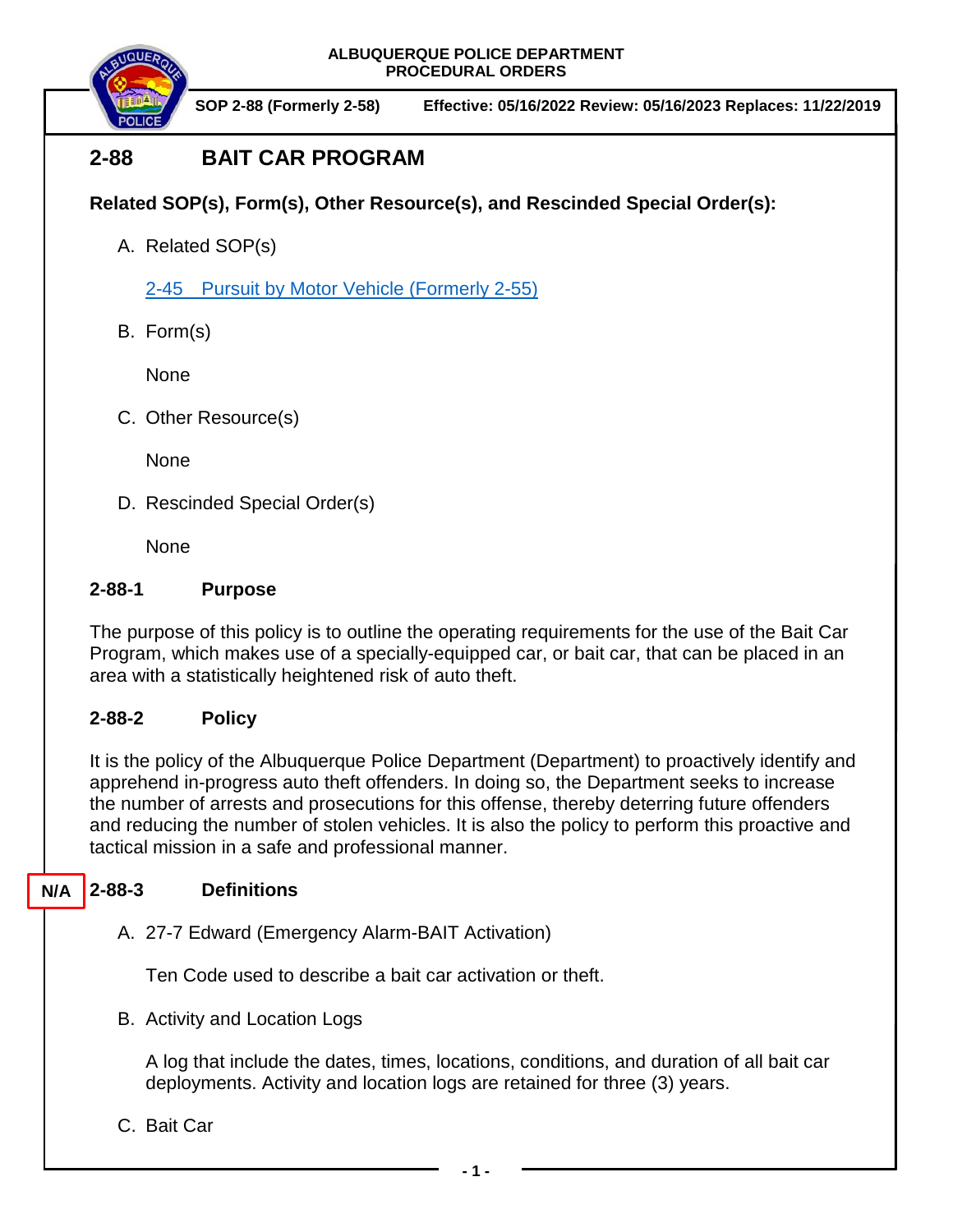**ALBUQUERQUE POLICE DEPARTMENT**
**PROCEDURAL ORDERS**

**SOP 2-88 (Formerly 2-58)** **Effective: 05/16/2022 Review: 05/16/2023 Replaces: 11/22/2019**

# 2-88 BAIT CAR PROGRAM

**Related SOP(s), Form(s), Other Resource(s), and Rescinded Special Order(s):**

A. Related SOP(s)

   2-45 Pursuit by Motor Vehicle (Formerly 2-55)

B. Form(s)

   None

C. Other Resource(s)

   None

D. Rescinded Special Order(s)

   None

## 2-88-1 Purpose

The purpose of this policy is to outline the operating requirements for the use of the Bait Car Program, which makes use of a specially-equipped car, or bait car, that can be placed in an area with a statistically heightened risk of auto theft.

## 2-88-2 Policy

It is the policy of the Albuquerque Police Department (Department) to proactively identify and apprehend in-progress auto theft offenders. In doing so, the Department seeks to increase the number of arrests and prosecutions for this offense, thereby deterring future offenders and reducing the number of stolen vehicles. It is also the policy to perform this proactive and tactical mission in a safe and professional manner.

## N/A 2-88-3 Definitions

A. 27-7 Edward (Emergency Alarm-BAIT Activation)

   Ten Code used to describe a bait car activation or theft.

B. Activity and Location Logs

   A log that include the dates, times, locations, conditions, and duration of all bait car deployments. Activity and location logs are retained for three (3) years.

C. Bait Car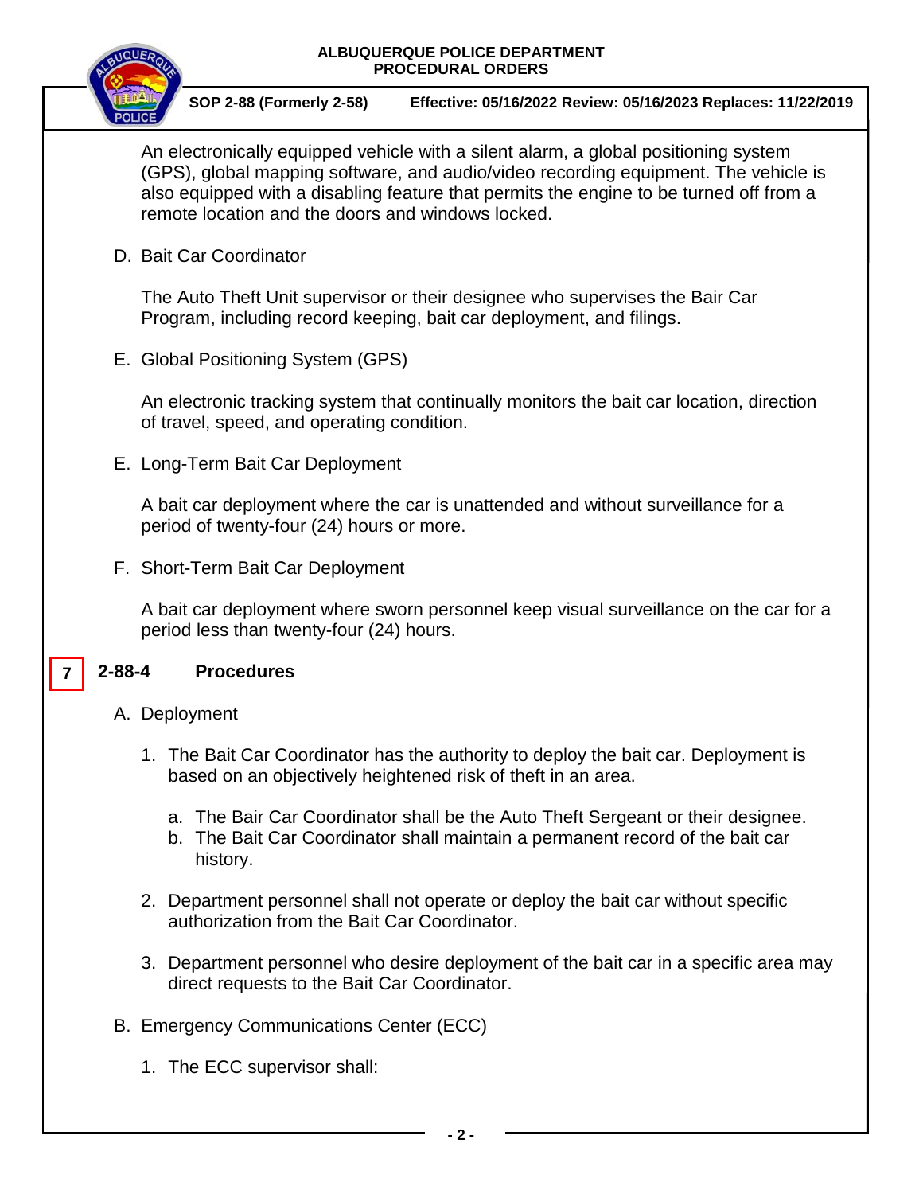An electronically equipped vehicle with a silent alarm, a global positioning system (GPS), global mapping software, and audio/video recording equipment. The vehicle is also equipped with a disabling feature that permits the engine to be turned off from a remote location and the doors and windows locked.

D. Bait Car Coordinator

The Auto Theft Unit supervisor or their designee who supervises the Bair Car Program, including record keeping, bait car deployment, and filings.

E. Global Positioning System (GPS)

An electronic tracking system that continually monitors the bait car location, direction of travel, speed, and operating condition.

E. Long-Term Bait Car Deployment

A bait car deployment where the car is unattended and without surveillance for a period of twenty-four (24) hours or more.

F. Short-Term Bait Car Deployment

A bait car deployment where sworn personnel keep visual surveillance on the car for a period less than twenty-four (24) hours.

## 7 2-88-4 Procedures

A. Deployment

1. The Bait Car Coordinator has the authority to deploy the bait car. Deployment is based on an objectively heightened risk of theft in an area.

   a. The Bair Car Coordinator shall be the Auto Theft Sergeant or their designee.
   b. The Bait Car Coordinator shall maintain a permanent record of the bait car history.

2. Department personnel shall not operate or deploy the bait car without specific authorization from the Bait Car Coordinator.

3. Department personnel who desire deployment of the bait car in a specific area may direct requests to the Bait Car Coordinator.

B. Emergency Communications Center (ECC)

1. The ECC supervisor shall: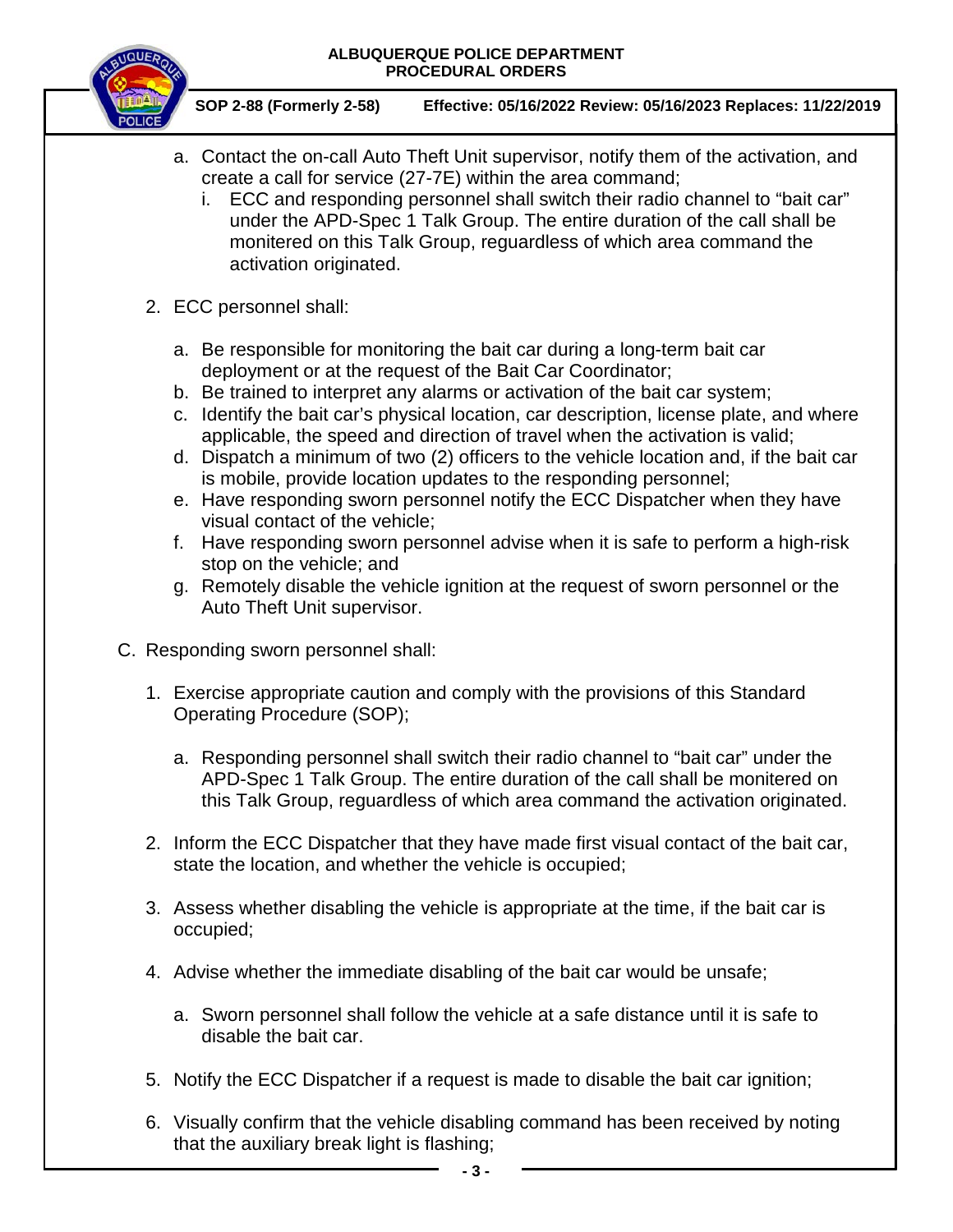a. Contact the on-call Auto Theft Unit supervisor, notify them of the activation, and create a call for service (27-7E) within the area command;

   i. ECC and responding personnel shall switch their radio channel to "bait car" under the APD-Spec 1 Talk Group. The entire duration of the call shall be monitered on this Talk Group, reguardless of which area command the activation originated.

2. ECC personnel shall:

   a. Be responsible for monitoring the bait car during a long-term bait car deployment or at the request of the Bait Car Coordinator;
   b. Be trained to interpret any alarms or activation of the bait car system;
   c. Identify the bait car's physical location, car description, license plate, and where applicable, the speed and direction of travel when the activation is valid;
   d. Dispatch a minimum of two (2) officers to the vehicle location and, if the bait car is mobile, provide location updates to the responding personnel;
   e. Have responding sworn personnel notify the ECC Dispatcher when they have visual contact of the vehicle;
   f. Have responding sworn personnel advise when it is safe to perform a high-risk stop on the vehicle; and
   g. Remotely disable the vehicle ignition at the request of sworn personnel or the Auto Theft Unit supervisor.

C. Responding sworn personnel shall:

1. Exercise appropriate caution and comply with the provisions of this Standard Operating Procedure (SOP);

   a. Responding personnel shall switch their radio channel to "bait car" under the APD-Spec 1 Talk Group. The entire duration of the call shall be monitered on this Talk Group, reguardless of which area command the activation originated.

2. Inform the ECC Dispatcher that they have made first visual contact of the bait car, state the location, and whether the vehicle is occupied;

3. Assess whether disabling the vehicle is appropriate at the time, if the bait car is occupied;

4. Advise whether the immediate disabling of the bait car would be unsafe;

   a. Sworn personnel shall follow the vehicle at a safe distance until it is safe to disable the bait car.

5. Notify the ECC Dispatcher if a request is made to disable the bait car ignition;

6. Visually confirm that the vehicle disabling command has been received by noting that the auxiliary break light is flashing;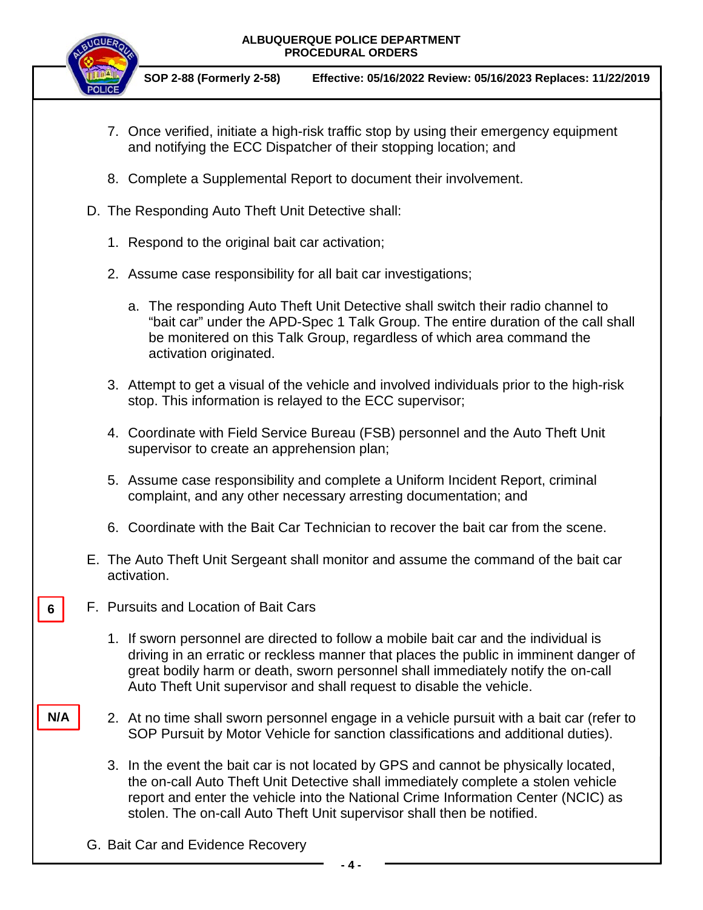7. Once verified, initiate a high-risk traffic stop by using their emergency equipment and notifying the ECC Dispatcher of their stopping location; and

8. Complete a Supplemental Report to document their involvement.

D. The Responding Auto Theft Unit Detective shall:

1. Respond to the original bait car activation;

2. Assume case responsibility for all bait car investigations;

   a. The responding Auto Theft Unit Detective shall switch their radio channel to "bait car" under the APD-Spec 1 Talk Group. The entire duration of the call shall be monitered on this Talk Group, regardless of which area command the activation originated.

3. Attempt to get a visual of the vehicle and involved individuals prior to the high-risk stop. This information is relayed to the ECC supervisor;

4. Coordinate with Field Service Bureau (FSB) personnel and the Auto Theft Unit supervisor to create an apprehension plan;

5. Assume case responsibility and complete a Uniform Incident Report, criminal complaint, and any other necessary arresting documentation; and

6. Coordinate with the Bait Car Technician to recover the bait car from the scene.

E. The Auto Theft Unit Sergeant shall monitor and assume the command of the bait car activation.

6

F. Pursuits and Location of Bait Cars

1. If sworn personnel are directed to follow a mobile bait car and the individual is driving in an erratic or reckless manner that places the public in imminent danger of great bodily harm or death, sworn personnel shall immediately notify the on-call Auto Theft Unit supervisor and shall request to disable the vehicle.

N/A

2. At no time shall sworn personnel engage in a vehicle pursuit with a bait car (refer to SOP Pursuit by Motor Vehicle for sanction classifications and additional duties).

3. In the event the bait car is not located by GPS and cannot be physically located, the on-call Auto Theft Unit Detective shall immediately complete a stolen vehicle report and enter the vehicle into the National Crime Information Center (NCIC) as stolen. The on-call Auto Theft Unit supervisor shall then be notified.

G. Bait Car and Evidence Recovery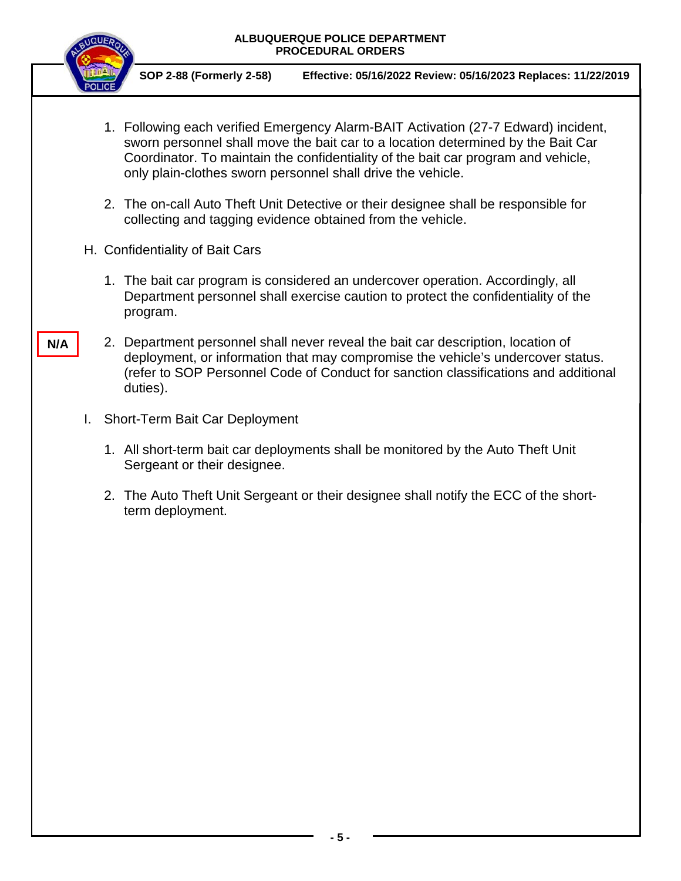1. Following each verified Emergency Alarm-BAIT Activation (27-7 Edward) incident, sworn personnel shall move the bait car to a location determined by the Bait Car Coordinator. To maintain the confidentiality of the bait car program and vehicle, only plain-clothes sworn personnel shall drive the vehicle.

2. The on-call Auto Theft Unit Detective or their designee shall be responsible for collecting and tagging evidence obtained from the vehicle.

H. Confidentiality of Bait Cars

1. The bait car program is considered an undercover operation. Accordingly, all Department personnel shall exercise caution to protect the confidentiality of the program.

**N/A**

2. Department personnel shall never reveal the bait car description, location of deployment, or information that may compromise the vehicle's undercover status. (refer to SOP Personnel Code of Conduct for sanction classifications and additional duties).

I. Short-Term Bait Car Deployment

1. All short-term bait car deployments shall be monitored by the Auto Theft Unit Sergeant or their designee.

2. The Auto Theft Unit Sergeant or their designee shall notify the ECC of the short-term deployment.